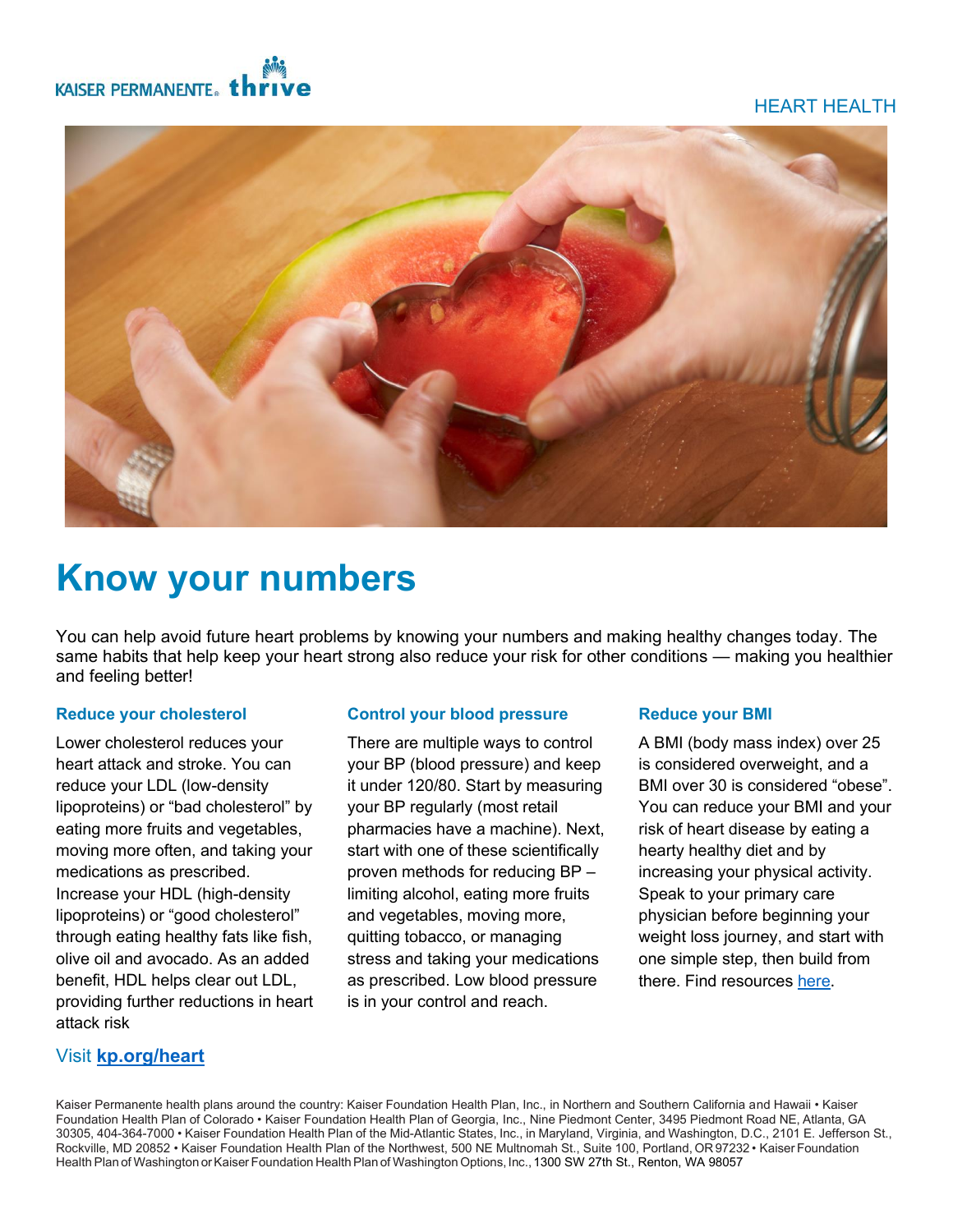KAISER PERMANENTE® thrive

HEART HEALTH

# Know your numbers

You can help avoid future heart problems by knowing your numbers and making healthy changes today. The same habits that help keep your heart strong also reduce your risk for other conditions — making you healthier and feeling better!

### Reduce your cholesterol

Lower cholesterol reduces your heart attack and stroke. You can reduce your LDL (low-density lipoproteins) or "bad cholesterol" by eating more fruits and vegetables, moving more often, and taking your medications as prescribed. Increase your HDL (high-density lipoproteins) or "good cholesterol" through eating healthy fats like fish, olive oil and avocado. As an added benefit, HDL helps clear out LDL, providing further reductions in heart attack risk

### Control your blood pressure

There are multiple ways to control your BP (blood pressure) and keep it under 120/80. Start by measuring your BP regularly (most retail pharmacies have a machine). Next, start with one of these scientifically proven methods for reducing BP – limiting alcohol, eating more fruits and vegetables, moving more, quitting tobacco, or managing stress and taking your medications as prescribed. Low blood pressure is in your control and reach.

### Reduce your BMI

A BMI (body mass index) over 25 is considered overweight, and a BMI over 30 is considered "obese". You can reduce your BMI and your risk of heart disease by eating a hearty healthy diet and by increasing your physical activity. Speak to your primary care physician before beginning your weight loss journey, and start with one simple step, then build from there. Find resources here.

Visit **kp.org/heart**

Kaiser Permanente health plans around the country: Kaiser Foundation Health Plan, Inc., in Northern and Southern California and Hawaii • Kaiser Foundation Health Plan of Colorado • Kaiser Foundation Health Plan of Georgia, Inc., Nine Piedmont Center, 3495 Piedmont Road NE, Atlanta, GA 30305, 404-364-7000 • Kaiser Foundation Health Plan of the Mid-Atlantic States, Inc., in Maryland, Virginia, and Washington, D.C., 2101 E. Jefferson St., Rockville, MD 20852 • Kaiser Foundation Health Plan of the Northwest, 500 NE Multnomah St., Suite 100, Portland, OR 97232 • Kaiser Foundation Health Plan of Washington or Kaiser Foundation Health Plan of Washington Options, Inc., 1300 SW 27th St., Renton, WA 98057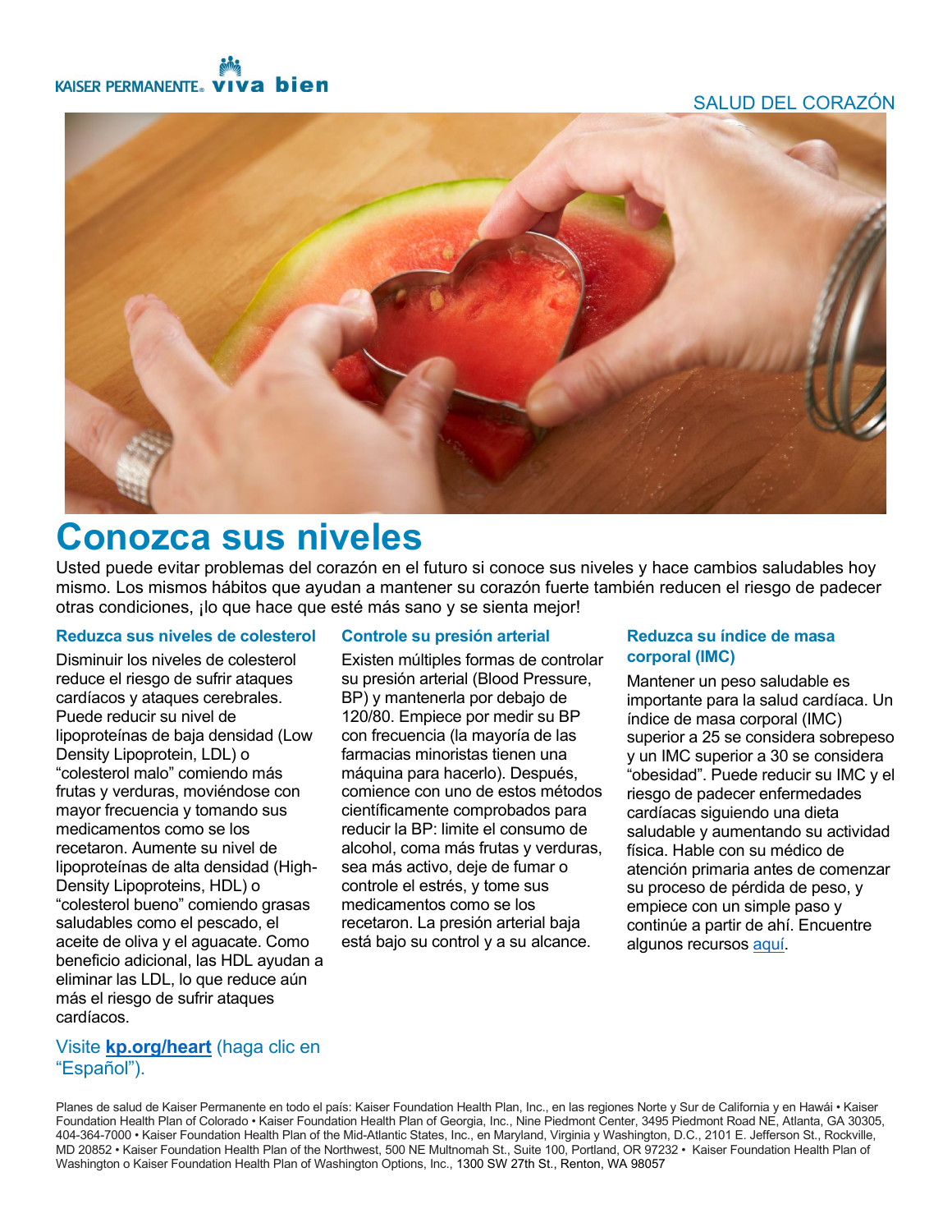KAISER PERMANENTE® viva bien

SALUD DEL CORAZÓN

# Conozca sus niveles

Usted puede evitar problemas del corazón en el futuro si conoce sus niveles y hace cambios saludables hoy mismo. Los mismos hábitos que ayudan a mantener su corazón fuerte también reducen el riesgo de padecer otras condiciones, ¡lo que hace que esté más sano y se sienta mejor!

### Reduzca sus niveles de colesterol

Disminuir los niveles de colesterol reduce el riesgo de sufrir ataques cardíacos y ataques cerebrales. Puede reducir su nivel de lipoproteínas de baja densidad (Low Density Lipoprotein, LDL) o "colesterol malo" comiendo más frutas y verduras, moviéndose con mayor frecuencia y tomando sus medicamentos como se los recetaron. Aumente su nivel de lipoproteínas de alta densidad (High-Density Lipoproteins, HDL) o "colesterol bueno" comiendo grasas saludables como el pescado, el aceite de oliva y el aguacate. Como beneficio adicional, las HDL ayudan a eliminar las LDL, lo que reduce aún más el riesgo de sufrir ataques cardíacos.

Visite **kp.org/heart** (haga clic en "Español").

### Controle su presión arterial

Existen múltiples formas de controlar su presión arterial (Blood Pressure, BP) y mantenerla por debajo de 120/80. Empiece por medir su BP con frecuencia (la mayoría de las farmacias minoristas tienen una máquina para hacerlo). Después, comience con uno de estos métodos científicamente comprobados para reducir la BP: limite el consumo de alcohol, coma más frutas y verduras, sea más activo, deje de fumar o controle el estrés, y tome sus medicamentos como se los recetaron. La presión arterial baja está bajo su control y a su alcance.

### Reduzca su índice de masa corporal (IMC)

Mantener un peso saludable es importante para la salud cardíaca. Un índice de masa corporal (IMC) superior a 25 se considera sobrepeso y un IMC superior a 30 se considera "obesidad". Puede reducir su IMC y el riesgo de padecer enfermedades cardíacas siguiendo una dieta saludable y aumentando su actividad física. Hable con su médico de atención primaria antes de comenzar su proceso de pérdida de peso, y empiece con un simple paso y continúe a partir de ahí. Encuentre algunos recursos aquí.

Planes de salud de Kaiser Permanente en todo el país: Kaiser Foundation Health Plan, Inc., en las regiones Norte y Sur de California y en Hawái • Kaiser Foundation Health Plan of Colorado • Kaiser Foundation Health Plan of Georgia, Inc., Nine Piedmont Center, 3495 Piedmont Road NE, Atlanta, GA 30305, 404-364-7000 • Kaiser Foundation Health Plan of the Mid-Atlantic States, Inc., en Maryland, Virginia y Washington, D.C., 2101 E. Jefferson St., Rockville, MD 20852 • Kaiser Foundation Health Plan of the Northwest, 500 NE Multnomah St., Suite 100, Portland, OR 97232 • Kaiser Foundation Health Plan of Washington o Kaiser Foundation Health Plan of Washington Options, Inc., 1300 SW 27th St., Renton, WA 98057